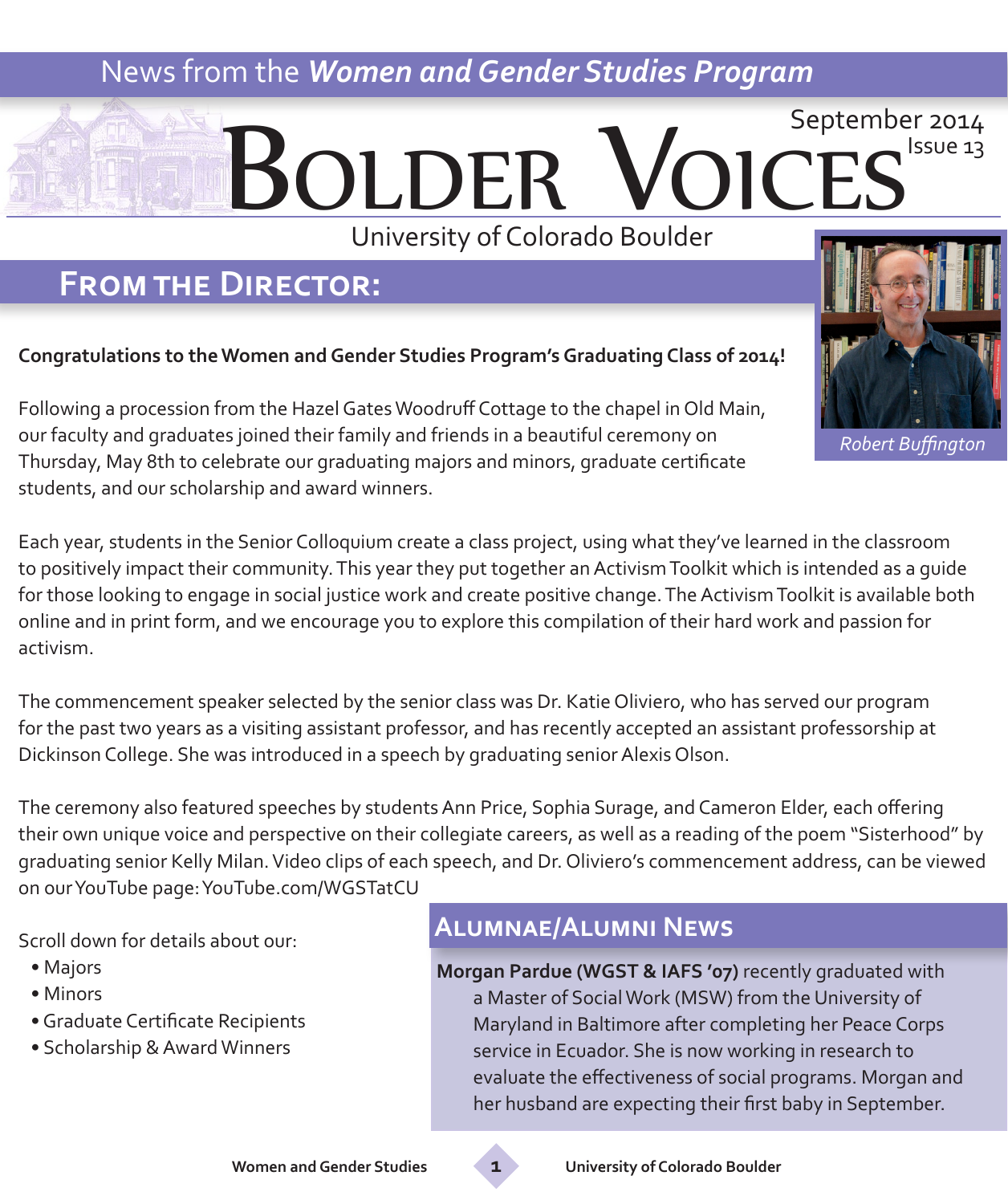News from the ***Women and Gender Studies Program***

# Bolder Voices

September 2014
Issue 13

University of Colorado Boulder

## From the Director:

*Robert Buffington*

**Congratulations to the Women and Gender Studies Program's Graduating Class of 2014!**

Following a procession from the Hazel Gates Woodruff Cottage to the chapel in Old Main, our faculty and graduates joined their family and friends in a beautiful ceremony on Thursday, May 8th to celebrate our graduating majors and minors, graduate certificate students, and our scholarship and award winners.

Each year, students in the Senior Colloquium create a class project, using what they've learned in the classroom to positively impact their community. This year they put together an Activism Toolkit which is intended as a guide for those looking to engage in social justice work and create positive change. The Activism Toolkit is available both online and in print form, and we encourage you to explore this compilation of their hard work and passion for activism.

The commencement speaker selected by the senior class was Dr. Katie Oliviero, who has served our program for the past two years as a visiting assistant professor, and has recently accepted an assistant professorship at Dickinson College. She was introduced in a speech by graduating senior Alexis Olson.

The ceremony also featured speeches by students Ann Price, Sophia Surage, and Cameron Elder, each offering their own unique voice and perspective on their collegiate careers, as well as a reading of the poem "Sisterhood" by graduating senior Kelly Milan. Video clips of each speech, and Dr. Oliviero's commencement address, can be viewed on our YouTube page: YouTube.com/WGSTatCU

Scroll down for details about our:

- Majors
- Minors
- Graduate Certificate Recipients
- Scholarship & Award Winners

## Alumnae/Alumni News

**Morgan Pardue (WGST & IAFS '07)** recently graduated with a Master of Social Work (MSW) from the University of Maryland in Baltimore after completing her Peace Corps service in Ecuador. She is now working in research to evaluate the effectiveness of social programs. Morgan and her husband are expecting their first baby in September.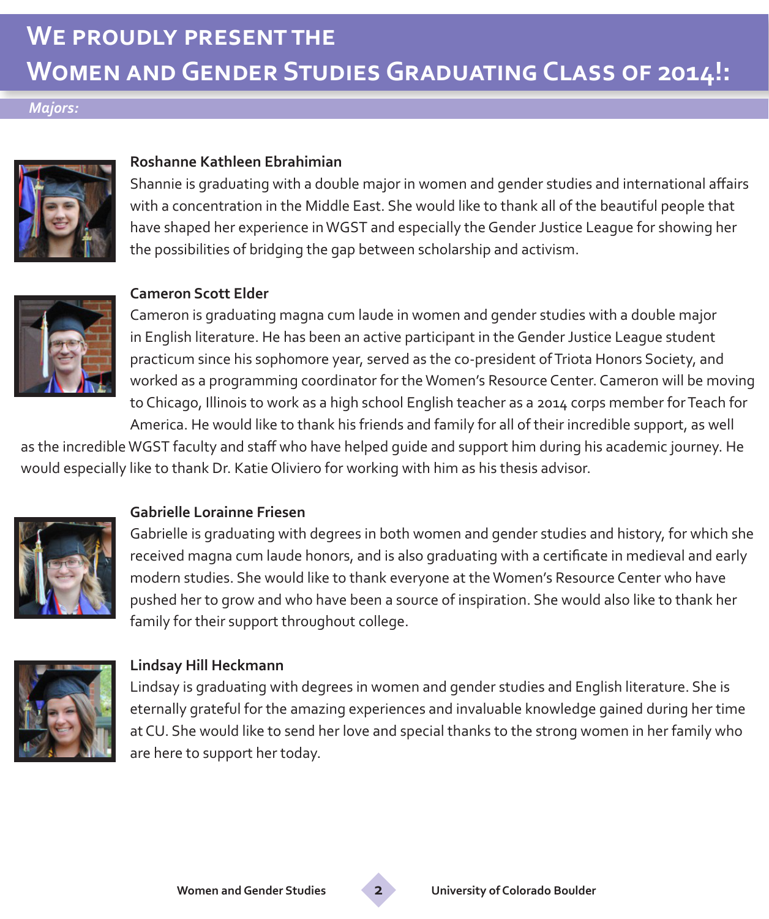# We proudly present the Women and Gender Studies Graduating Class of 2014!:

*Majors:*

**Roshanne Kathleen Ebrahimian**

Shannie is graduating with a double major in women and gender studies and international affairs with a concentration in the Middle East. She would like to thank all of the beautiful people that have shaped her experience in WGST and especially the Gender Justice League for showing her the possibilities of bridging the gap between scholarship and activism.

**Cameron Scott Elder**

Cameron is graduating magna cum laude in women and gender studies with a double major in English literature. He has been an active participant in the Gender Justice League student practicum since his sophomore year, served as the co-president of Triota Honors Society, and worked as a programming coordinator for the Women's Resource Center. Cameron will be moving to Chicago, Illinois to work as a high school English teacher as a 2014 corps member for Teach for America. He would like to thank his friends and family for all of their incredible support, as well as the incredible WGST faculty and staff who have helped guide and support him during his academic journey. He would especially like to thank Dr. Katie Oliviero for working with him as his thesis advisor.

**Gabrielle Lorainne Friesen**

Gabrielle is graduating with degrees in both women and gender studies and history, for which she received magna cum laude honors, and is also graduating with a certificate in medieval and early modern studies. She would like to thank everyone at the Women's Resource Center who have pushed her to grow and who have been a source of inspiration. She would also like to thank her family for their support throughout college.

**Lindsay Hill Heckmann**

Lindsay is graduating with degrees in women and gender studies and English literature. She is eternally grateful for the amazing experiences and invaluable knowledge gained during her time at CU. She would like to send her love and special thanks to the strong women in her family who are here to support her today.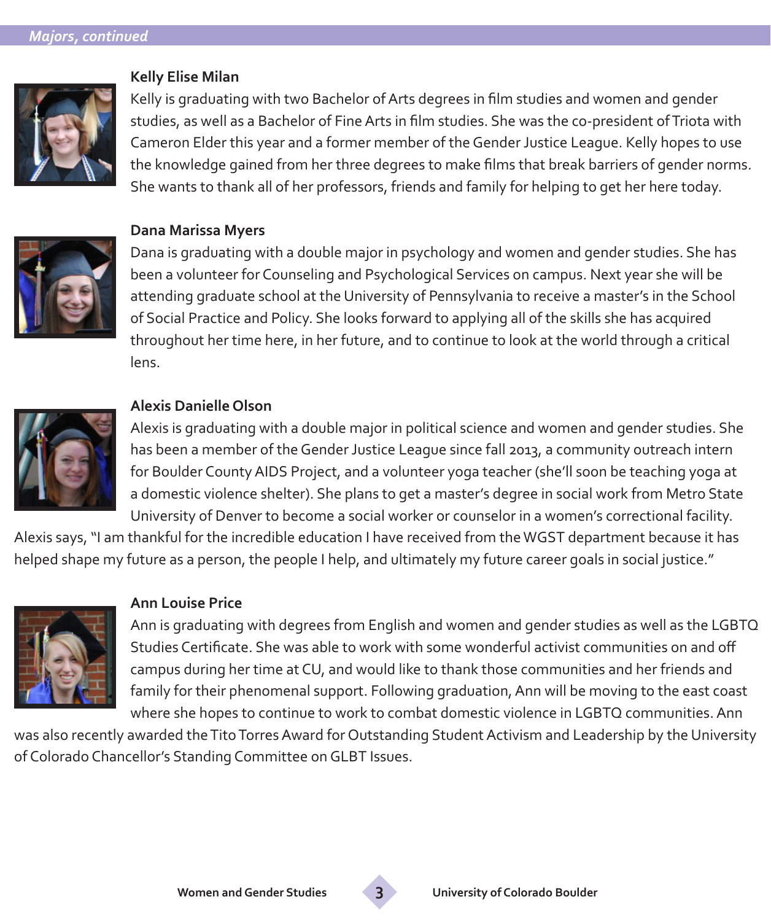*Majors, continued*

### Kelly Elise Milan

Kelly is graduating with two Bachelor of Arts degrees in film studies and women and gender studies, as well as a Bachelor of Fine Arts in film studies. She was the co-president of Triota with Cameron Elder this year and a former member of the Gender Justice League. Kelly hopes to use the knowledge gained from her three degrees to make films that break barriers of gender norms. She wants to thank all of her professors, friends and family for helping to get her here today.

### Dana Marissa Myers

Dana is graduating with a double major in psychology and women and gender studies. She has been a volunteer for Counseling and Psychological Services on campus. Next year she will be attending graduate school at the University of Pennsylvania to receive a master's in the School of Social Practice and Policy. She looks forward to applying all of the skills she has acquired throughout her time here, in her future, and to continue to look at the world through a critical lens.

### Alexis Danielle Olson

Alexis is graduating with a double major in political science and women and gender studies. She has been a member of the Gender Justice League since fall 2013, a community outreach intern for Boulder County AIDS Project, and a volunteer yoga teacher (she'll soon be teaching yoga at a domestic violence shelter). She plans to get a master's degree in social work from Metro State University of Denver to become a social worker or counselor in a women's correctional facility. Alexis says, "I am thankful for the incredible education I have received from the WGST department because it has helped shape my future as a person, the people I help, and ultimately my future career goals in social justice."

### Ann Louise Price

Ann is graduating with degrees from English and women and gender studies as well as the LGBTQ Studies Certificate. She was able to work with some wonderful activist communities on and off campus during her time at CU, and would like to thank those communities and her friends and family for their phenomenal support. Following graduation, Ann will be moving to the east coast where she hopes to continue to work to combat domestic violence in LGBTQ communities. Ann was also recently awarded the Tito Torres Award for Outstanding Student Activism and Leadership by the University of Colorado Chancellor's Standing Committee on GLBT Issues.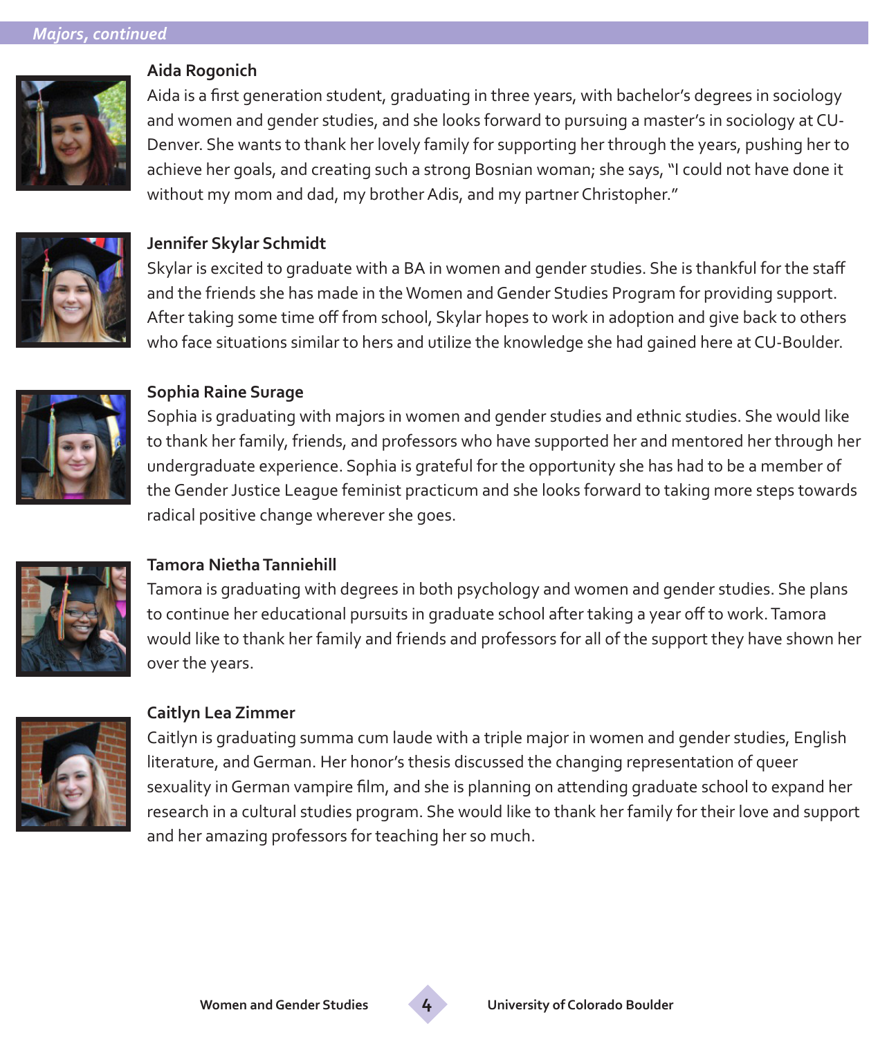## Majors, continued

### Aida Rogonich

Aida is a first generation student, graduating in three years, with bachelor's degrees in sociology and women and gender studies, and she looks forward to pursuing a master's in sociology at CU-Denver. She wants to thank her lovely family for supporting her through the years, pushing her to achieve her goals, and creating such a strong Bosnian woman; she says, "I could not have done it without my mom and dad, my brother Adis, and my partner Christopher."

### Jennifer Skylar Schmidt

Skylar is excited to graduate with a BA in women and gender studies. She is thankful for the staff and the friends she has made in the Women and Gender Studies Program for providing support. After taking some time off from school, Skylar hopes to work in adoption and give back to others who face situations similar to hers and utilize the knowledge she had gained here at CU-Boulder.

### Sophia Raine Surage

Sophia is graduating with majors in women and gender studies and ethnic studies. She would like to thank her family, friends, and professors who have supported her and mentored her through her undergraduate experience. Sophia is grateful for the opportunity she has had to be a member of the Gender Justice League feminist practicum and she looks forward to taking more steps towards radical positive change wherever she goes.

### Tamora Nietha Tanniehill

Tamora is graduating with degrees in both psychology and women and gender studies. She plans to continue her educational pursuits in graduate school after taking a year off to work. Tamora would like to thank her family and friends and professors for all of the support they have shown her over the years.

### Caitlyn Lea Zimmer

Caitlyn is graduating summa cum laude with a triple major in women and gender studies, English literature, and German. Her honor's thesis discussed the changing representation of queer sexuality in German vampire film, and she is planning on attending graduate school to expand her research in a cultural studies program. She would like to thank her family for their love and support and her amazing professors for teaching her so much.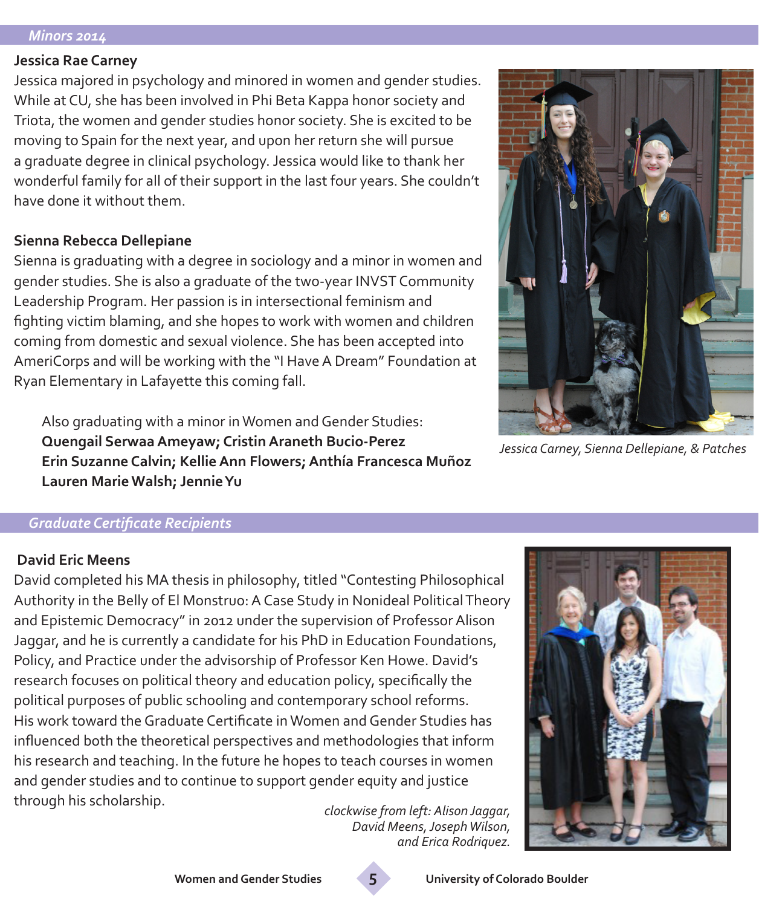## Minors 2014

**Jessica Rae Carney**

Jessica majored in psychology and minored in women and gender studies. While at CU, she has been involved in Phi Beta Kappa honor society and Triota, the women and gender studies honor society. She is excited to be moving to Spain for the next year, and upon her return she will pursue a graduate degree in clinical psychology. Jessica would like to thank her wonderful family for all of their support in the last four years. She couldn't have done it without them.

**Sienna Rebecca Dellepiane**

Sienna is graduating with a degree in sociology and a minor in women and gender studies. She is also a graduate of the two-year INVST Community Leadership Program. Her passion is in intersectional feminism and fighting victim blaming, and she hopes to work with women and children coming from domestic and sexual violence. She has been accepted into AmeriCorps and will be working with the "I Have A Dream" Foundation at Ryan Elementary in Lafayette this coming fall.

*Jessica Carney, Sienna Dellepiane, & Patches*

Also graduating with a minor in Women and Gender Studies:
**Quengail Serwaa Ameyaw; Cristin Araneth Bucio-Perez**
**Erin Suzanne Calvin; Kellie Ann Flowers; Anthía Francesca Muñoz**
**Lauren Marie Walsh; Jennie Yu**

## Graduate Certificate Recipients

**David Eric Meens**

David completed his MA thesis in philosophy, titled "Contesting Philosophical Authority in the Belly of El Monstruo: A Case Study in Nonideal Political Theory and Epistemic Democracy" in 2012 under the supervision of Professor Alison Jaggar, and he is currently a candidate for his PhD in Education Foundations, Policy, and Practice under the advisorship of Professor Ken Howe. David's research focuses on political theory and education policy, specifically the political purposes of public schooling and contemporary school reforms. His work toward the Graduate Certificate in Women and Gender Studies has influenced both the theoretical perspectives and methodologies that inform his research and teaching. In the future he hopes to teach courses in women and gender studies and to continue to support gender equity and justice through his scholarship.

*clockwise from left: Alison Jaggar, David Meens, Joseph Wilson, and Erica Rodriquez.*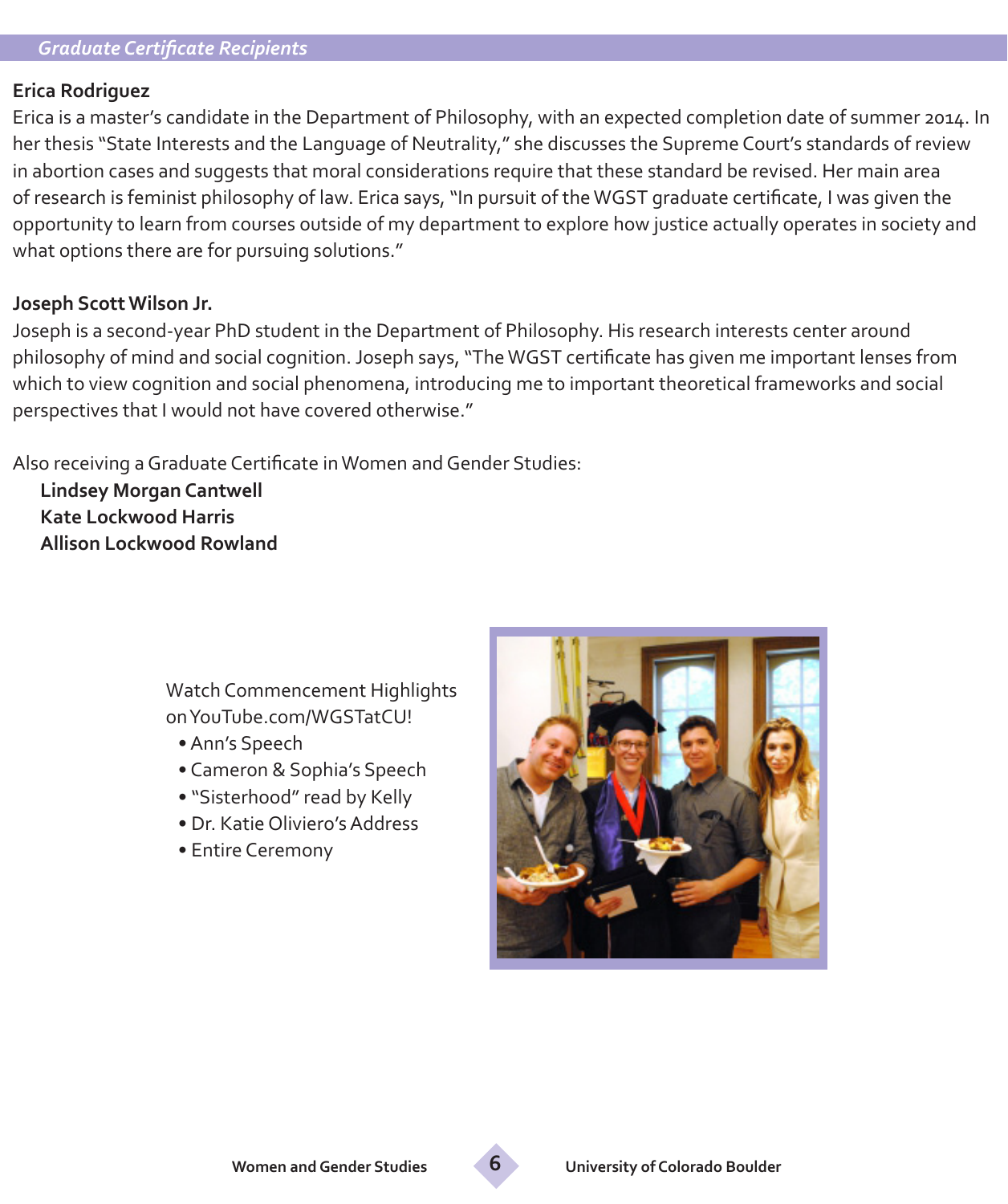## *Graduate Certificate Recipients*

**Erica Rodriguez**

Erica is a master's candidate in the Department of Philosophy, with an expected completion date of summer 2014. In her thesis "State Interests and the Language of Neutrality," she discusses the Supreme Court's standards of review in abortion cases and suggests that moral considerations require that these standard be revised. Her main area of research is feminist philosophy of law. Erica says, "In pursuit of the WGST graduate certificate, I was given the opportunity to learn from courses outside of my department to explore how justice actually operates in society and what options there are for pursuing solutions."

**Joseph Scott Wilson Jr.**

Joseph is a second-year PhD student in the Department of Philosophy. His research interests center around philosophy of mind and social cognition. Joseph says, "The WGST certificate has given me important lenses from which to view cognition and social phenomena, introducing me to important theoretical frameworks and social perspectives that I would not have covered otherwise."

Also receiving a Graduate Certificate in Women and Gender Studies:

**Lindsey Morgan Cantwell**
**Kate Lockwood Harris**
**Allison Lockwood Rowland**

Watch Commencement Highlights on YouTube.com/WGSTatCU!

- Ann's Speech
- Cameron & Sophia's Speech
- "Sisterhood" read by Kelly
- Dr. Katie Oliviero's Address
- Entire Ceremony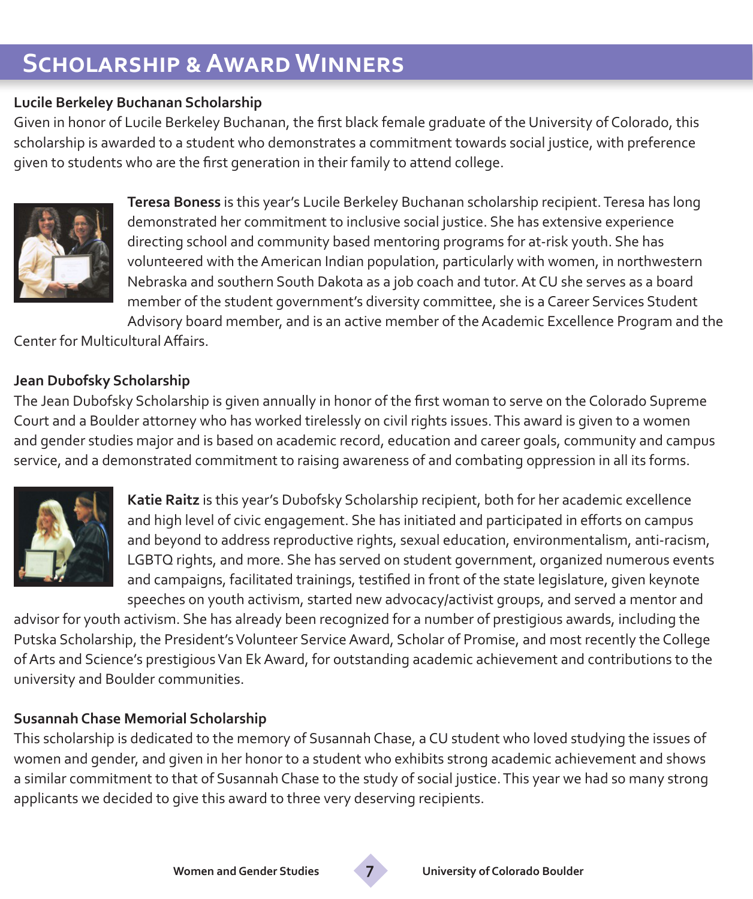# Scholarship & Award Winners

**Lucile Berkeley Buchanan Scholarship**

Given in honor of Lucile Berkeley Buchanan, the first black female graduate of the University of Colorado, this scholarship is awarded to a student who demonstrates a commitment towards social justice, with preference given to students who are the first generation in their family to attend college.

**Teresa Boness** is this year's Lucile Berkeley Buchanan scholarship recipient. Teresa has long demonstrated her commitment to inclusive social justice. She has extensive experience directing school and community based mentoring programs for at-risk youth. She has volunteered with the American Indian population, particularly with women, in northwestern Nebraska and southern South Dakota as a job coach and tutor. At CU she serves as a board member of the student government's diversity committee, she is a Career Services Student Advisory board member, and is an active member of the Academic Excellence Program and the Center for Multicultural Affairs.

**Jean Dubofsky Scholarship**

The Jean Dubofsky Scholarship is given annually in honor of the first woman to serve on the Colorado Supreme Court and a Boulder attorney who has worked tirelessly on civil rights issues. This award is given to a women and gender studies major and is based on academic record, education and career goals, community and campus service, and a demonstrated commitment to raising awareness of and combating oppression in all its forms.

**Katie Raitz** is this year's Dubofsky Scholarship recipient, both for her academic excellence and high level of civic engagement. She has initiated and participated in efforts on campus and beyond to address reproductive rights, sexual education, environmentalism, anti-racism, LGBTQ rights, and more. She has served on student government, organized numerous events and campaigns, facilitated trainings, testified in front of the state legislature, given keynote speeches on youth activism, started new advocacy/activist groups, and served a mentor and advisor for youth activism. She has already been recognized for a number of prestigious awards, including the Putska Scholarship, the President's Volunteer Service Award, Scholar of Promise, and most recently the College of Arts and Science's prestigious Van Ek Award, for outstanding academic achievement and contributions to the university and Boulder communities.

**Susannah Chase Memorial Scholarship**

This scholarship is dedicated to the memory of Susannah Chase, a CU student who loved studying the issues of women and gender, and given in her honor to a student who exhibits strong academic achievement and shows a similar commitment to that of Susannah Chase to the study of social justice. This year we had so many strong applicants we decided to give this award to three very deserving recipients.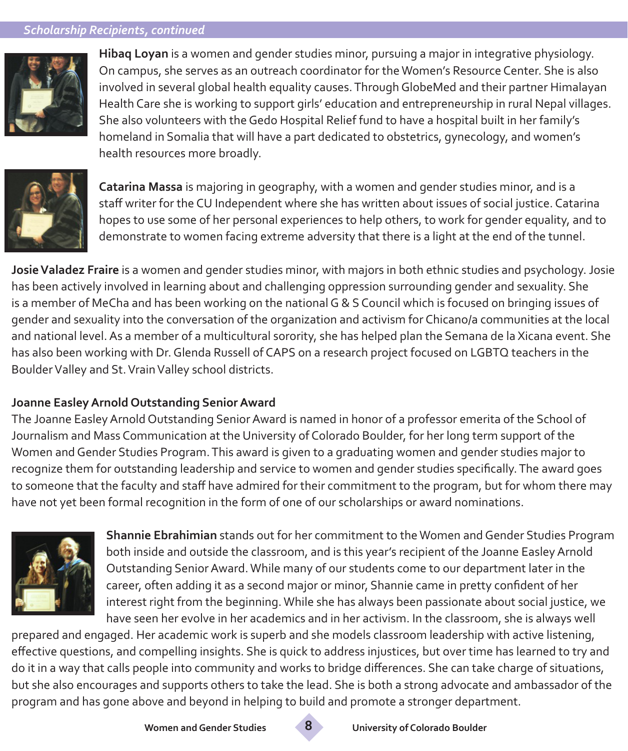*Scholarship Recipients, continued*

**Hibaq Loyan** is a women and gender studies minor, pursuing a major in integrative physiology. On campus, she serves as an outreach coordinator for the Women's Resource Center. She is also involved in several global health equality causes. Through GlobeMed and their partner Himalayan Health Care she is working to support girls' education and entrepreneurship in rural Nepal villages. She also volunteers with the Gedo Hospital Relief fund to have a hospital built in her family's homeland in Somalia that will have a part dedicated to obstetrics, gynecology, and women's health resources more broadly.

**Catarina Massa** is majoring in geography, with a women and gender studies minor, and is a staff writer for the CU Independent where she has written about issues of social justice. Catarina hopes to use some of her personal experiences to help others, to work for gender equality, and to demonstrate to women facing extreme adversity that there is a light at the end of the tunnel.

**Josie Valadez Fraire** is a women and gender studies minor, with majors in both ethnic studies and psychology. Josie has been actively involved in learning about and challenging oppression surrounding gender and sexuality. She is a member of MeCha and has been working on the national G & S Council which is focused on bringing issues of gender and sexuality into the conversation of the organization and activism for Chicano/a communities at the local and national level. As a member of a multicultural sorority, she has helped plan the Semana de la Xicana event. She has also been working with Dr. Glenda Russell of CAPS on a research project focused on LGBTQ teachers in the Boulder Valley and St. Vrain Valley school districts.

**Joanne Easley Arnold Outstanding Senior Award**

The Joanne Easley Arnold Outstanding Senior Award is named in honor of a professor emerita of the School of Journalism and Mass Communication at the University of Colorado Boulder, for her long term support of the Women and Gender Studies Program. This award is given to a graduating women and gender studies major to recognize them for outstanding leadership and service to women and gender studies specifically. The award goes to someone that the faculty and staff have admired for their commitment to the program, but for whom there may have not yet been formal recognition in the form of one of our scholarships or award nominations.

**Shannie Ebrahimian** stands out for her commitment to the Women and Gender Studies Program both inside and outside the classroom, and is this year's recipient of the Joanne Easley Arnold Outstanding Senior Award. While many of our students come to our department later in the career, often adding it as a second major or minor, Shannie came in pretty confident of her interest right from the beginning. While she has always been passionate about social justice, we have seen her evolve in her academics and in her activism. In the classroom, she is always well prepared and engaged. Her academic work is superb and she models classroom leadership with active listening, effective questions, and compelling insights. She is quick to address injustices, but over time has learned to try and do it in a way that calls people into community and works to bridge differences. She can take charge of situations, but she also encourages and supports others to take the lead. She is both a strong advocate and ambassador of the program and has gone above and beyond in helping to build and promote a stronger department.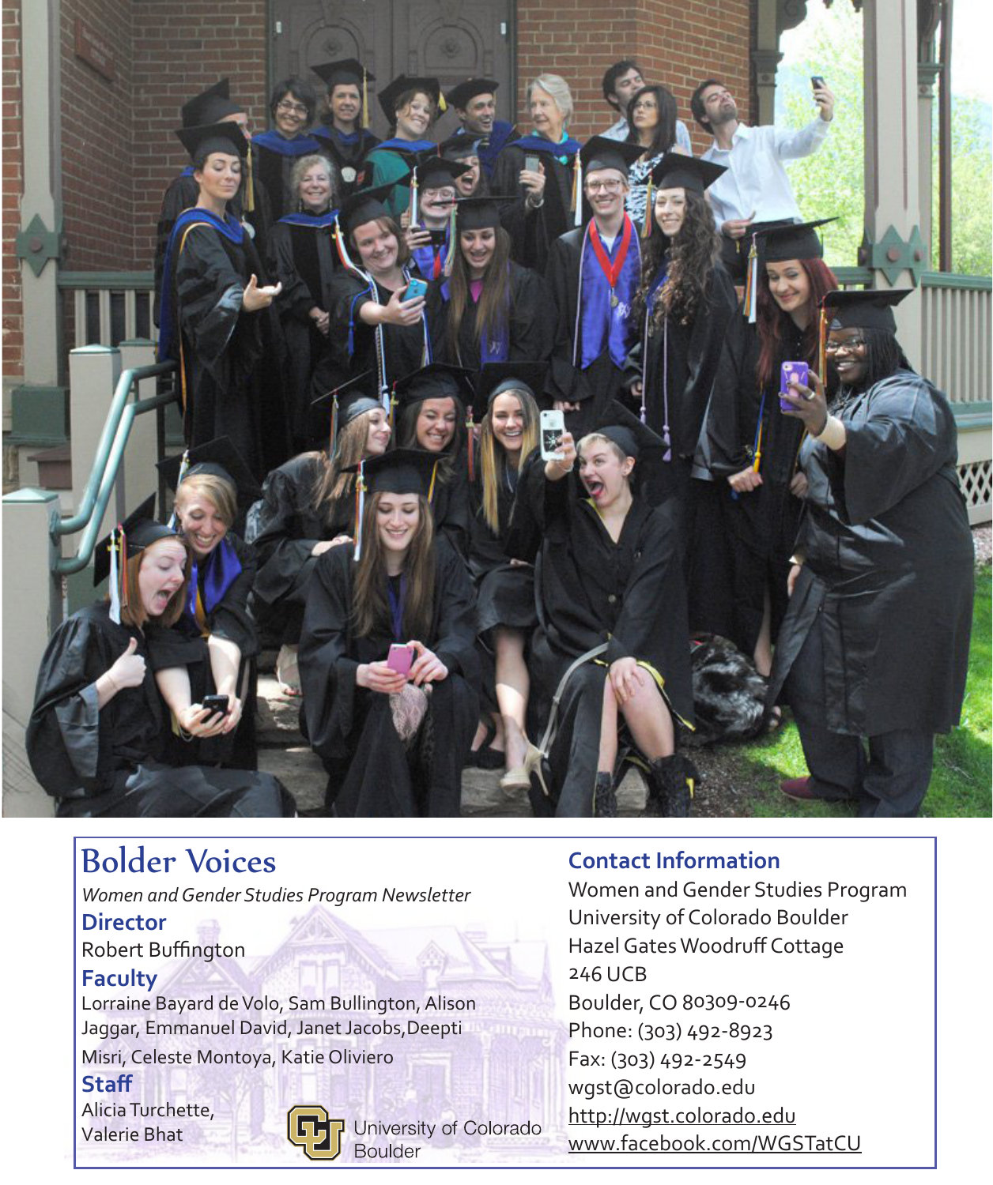# Bolder Voices

*Women and Gender Studies Program Newsletter*

## Director

Robert Buffington

## Faculty

Lorraine Bayard de Volo, Sam Bullington, Alison Jaggar, Emmanuel David, Janet Jacobs, Deepti Misri, Celeste Montoya, Katie Oliviero

## Staff

Alicia Turchette,
Valerie Bhat

University of Colorado Boulder

## Contact Information

Women and Gender Studies Program
University of Colorado Boulder
Hazel Gates Woodruff Cottage
246 UCB
Boulder, CO 80309-0246
Phone: (303) 492-8923
Fax: (303) 492-2549
wgst@colorado.edu
http://wgst.colorado.edu
www.facebook.com/WGSTatCU